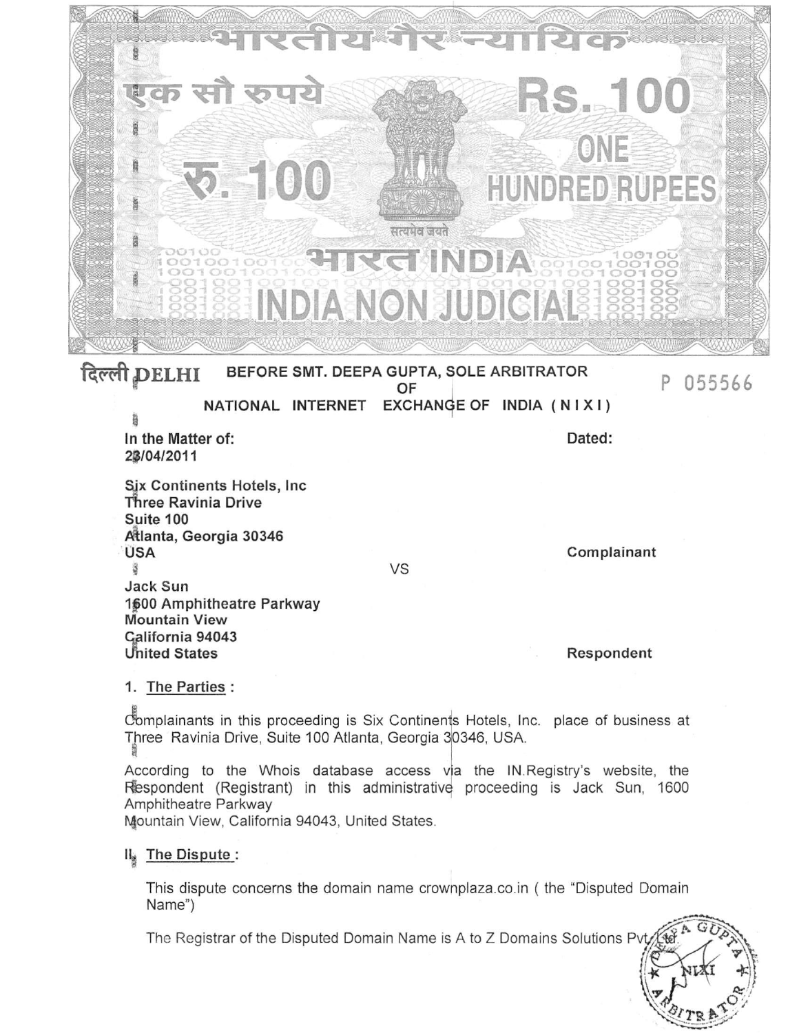भारतीय गैर न्यायिक

एक सौ रुपये

Rs. 100

रु. 100

ONE HUNDRED RUPEES

सत्यमेव जयते

भारत INDIA

INDIA NON JUDICIAL

दिल्ली DELHI

P 055566

**BEFORE SMT. DEEPA GUPTA, SOLE ARBITRATOR OF NATIONAL INTERNET EXCHANGE OF INDIA (N I X I)**

**In the Matter of:** **Dated:** **23/04/2011**

**Six Continents Hotels, Inc**
**Three Ravinia Drive**
**Suite 100**
**Atlanta, Georgia 30346**
**USA** **Complainant**

VS

**Jack Sun**
**1600 Amphitheatre Parkway**
**Mountain View**
**California 94043**
**United States** **Respondent**

1. **The Parties :**

Complainants in this proceeding is Six Continents Hotels, Inc. place of business at Three Ravinia Drive, Suite 100 Atlanta, Georgia 30346, USA.

According to the Whois database access via the IN.Registry's website, the Respondent (Registrant) in this administrative proceeding is Jack Sun, 1600 Amphitheatre Parkway Mountain View, California 94043, United States.

II. **The Dispute :**

This dispute concerns the domain name crownplaza.co.in ( the "Disputed Domain Name")

The Registrar of the Disputed Domain Name is A to Z Domains Solutions Pvt. Ltd.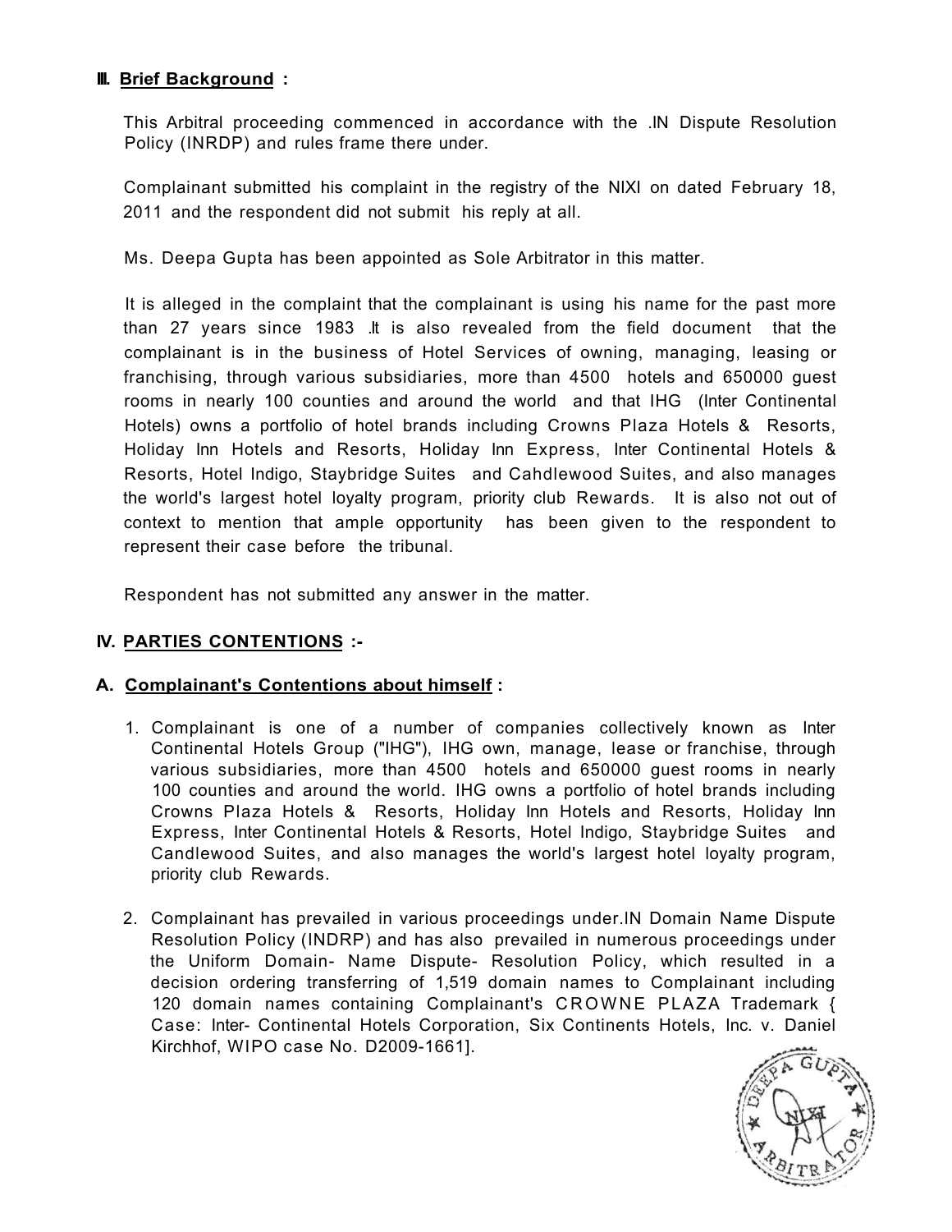**III. Brief Background :**

This Arbitral proceeding commenced in accordance with the .IN Dispute Resolution Policy (INRDP) and rules frame there under.

Complainant submitted his complaint in the registry of the NIXI on dated February 18, 2011 and the respondent did not submit his reply at all.

Ms. Deepa Gupta has been appointed as Sole Arbitrator in this matter.

It is alleged in the complaint that the complainant is using his name for the past more than 27 years since 1983 .It is also revealed from the field document that the complainant is in the business of Hotel Services of owning, managing, leasing or franchising, through various subsidiaries, more than 4500 hotels and 650000 guest rooms in nearly 100 counties and around the world and that IHG (Inter Continental Hotels) owns a portfolio of hotel brands including Crowns Plaza Hotels & Resorts, Holiday Inn Hotels and Resorts, Holiday Inn Express, Inter Continental Hotels & Resorts, Hotel Indigo, Staybridge Suites and Cahdlewood Suites, and also manages the world's largest hotel loyalty program, priority club Rewards. It is also not out of context to mention that ample opportunity has been given to the respondent to represent their case before the tribunal.

Respondent has not submitted any answer in the matter.

## IV. PARTIES CONTENTIONS :-

### A. Complainant's Contentions about himself :

1. Complainant is one of a number of companies collectively known as Inter Continental Hotels Group ("IHG"), IHG own, manage, lease or franchise, through various subsidiaries, more than 4500 hotels and 650000 guest rooms in nearly 100 counties and around the world. IHG owns a portfolio of hotel brands including Crowns Plaza Hotels & Resorts, Holiday Inn Hotels and Resorts, Holiday Inn Express, Inter Continental Hotels & Resorts, Hotel Indigo, Staybridge Suites and Candlewood Suites, and also manages the world's largest hotel loyalty program, priority club Rewards.

2. Complainant has prevailed in various proceedings under.IN Domain Name Dispute Resolution Policy (INDRP) and has also prevailed in numerous proceedings under the Uniform Domain- Name Dispute- Resolution Policy, which resulted in a decision ordering transferring of 1,519 domain names to Complainant including 120 domain names containing Complainant's CROWNE PLAZA Trademark { Case: Inter- Continental Hotels Corporation, Six Continents Hotels, Inc. v. Daniel Kirchhof, WIPO case No. D2009-1661].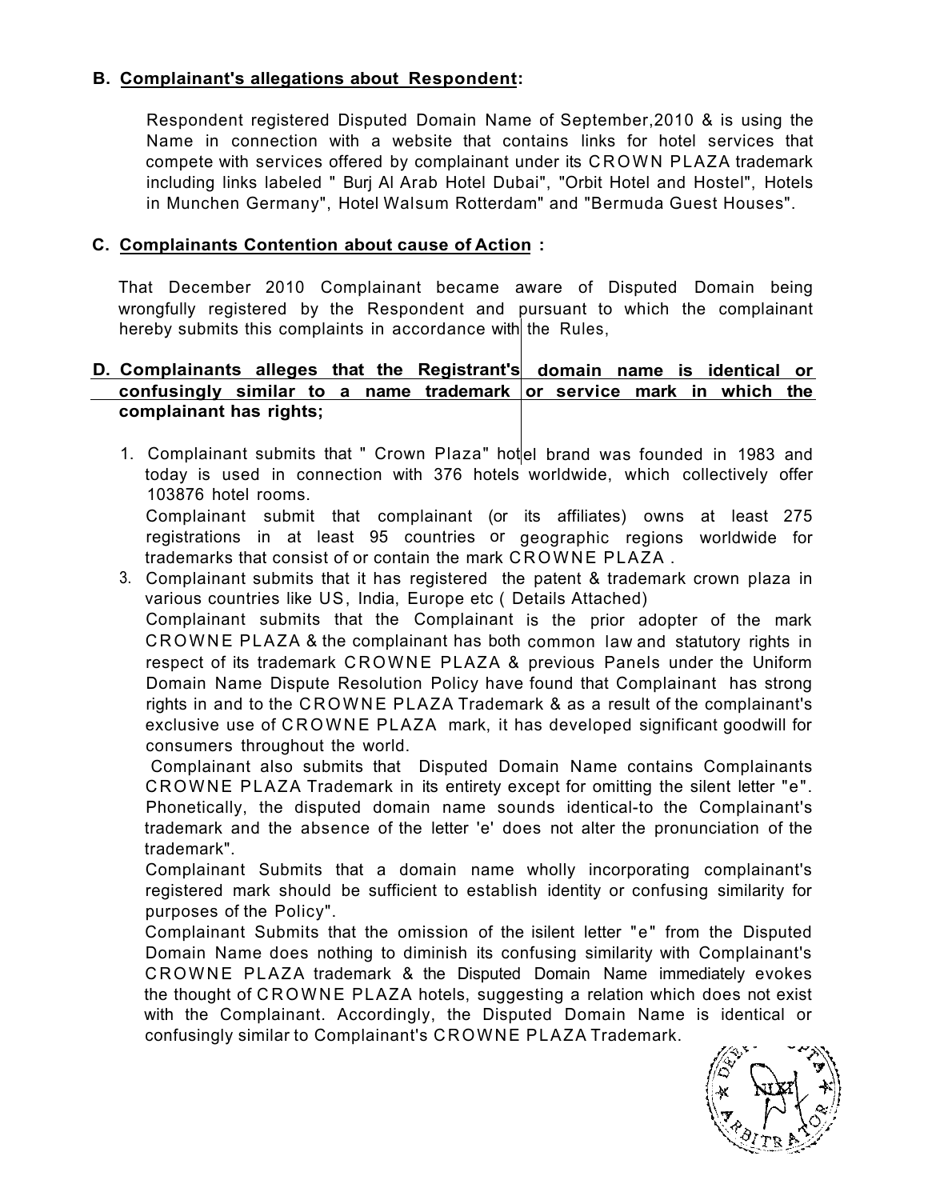**B. Complainant's allegations about Respondent:**

Respondent registered Disputed Domain Name of September,2010 & is using the Name in connection with a website that contains links for hotel services that compete with services offered by complainant under its CROWN PLAZA trademark including links labeled " Burj Al Arab Hotel Dubai", "Orbit Hotel and Hostel", Hotels in Munchen Germany", Hotel Walsum Rotterdam" and "Bermuda Guest Houses".

**C. Complainants Contention about cause of Action :**

That December 2010 Complainant became aware of Disputed Domain being wrongfully registered by the Respondent and pursuant to which the complainant hereby submits this complaints in accordance with the Rules,

**D. Complainants alleges that the Registrant's domain name is identical or confusingly similar to a name trademark or service mark in which the complainant has rights;**

1. Complainant submits that " Crown Plaza" hotel brand was founded in 1983 and today is used in connection with 376 hotels worldwide, which collectively offer 103876 hotel rooms.

   Complainant submit that complainant (or its affiliates) owns at least 275 registrations in at least 95 countries or geographic regions worldwide for trademarks that consist of or contain the mark CROWNE PLAZA .

3. Complainant submits that it has registered the patent & trademark crown plaza in various countries like US, India, Europe etc ( Details Attached)

   Complainant submits that the Complainant is the prior adopter of the mark CROWNE PLAZA & the complainant has both common law and statutory rights in respect of its trademark CROWNE PLAZA & previous Panels under the Uniform Domain Name Dispute Resolution Policy have found that Complainant has strong rights in and to the CROWNE PLAZA Trademark & as a result of the complainant's exclusive use of CROWNE PLAZA mark, it has developed significant goodwill for consumers throughout the world.

   Complainant also submits that Disputed Domain Name contains Complainants CROWNE PLAZA Trademark in its entirety except for omitting the silent letter "e". Phonetically, the disputed domain name sounds identical-to the Complainant's trademark and the absence of the letter 'e' does not alter the pronunciation of the trademark".

   Complainant Submits that a domain name wholly incorporating complainant's registered mark should be sufficient to establish identity or confusing similarity for purposes of the Policy".

   Complainant Submits that the omission of the isilent letter "e" from the Disputed Domain Name does nothing to diminish its confusing similarity with Complainant's CROWNE PLAZA trademark & the Disputed Domain Name immediately evokes the thought of CROWNE PLAZA hotels, suggesting a relation which does not exist with the Complainant. Accordingly, the Disputed Domain Name is identical or confusingly similar to Complainant's CROWNE PLAZA Trademark.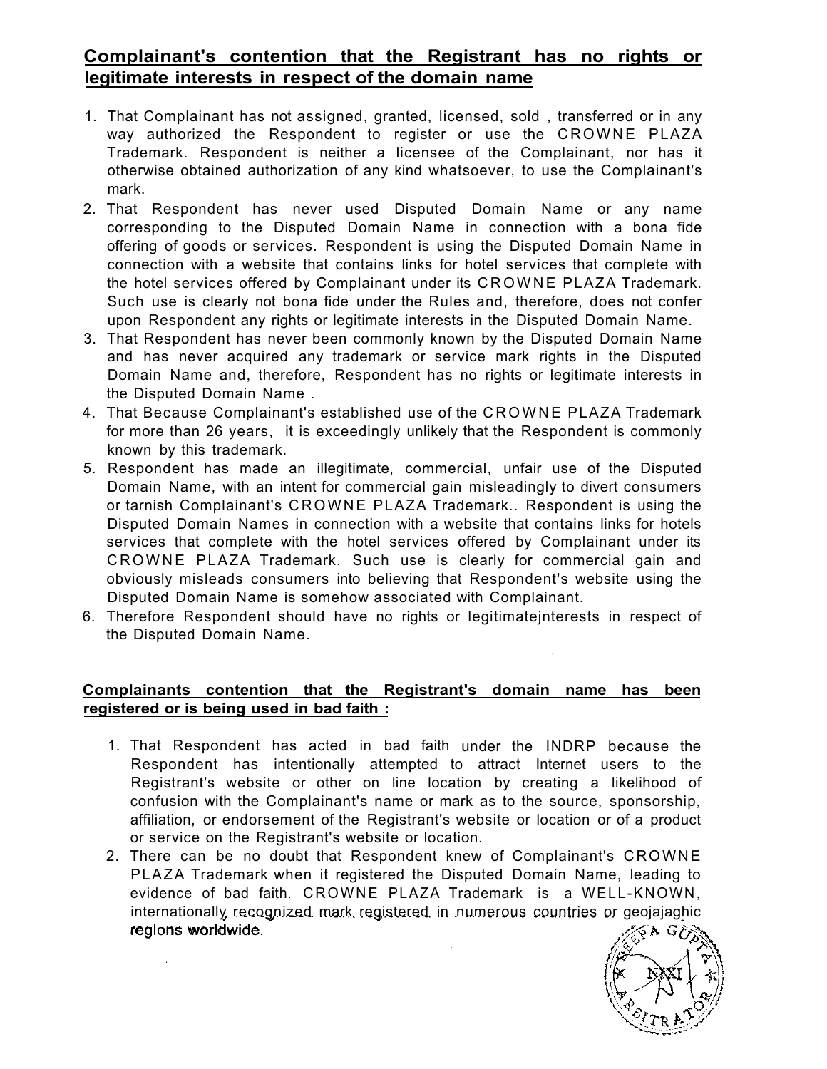**Complainant's contention that the Registrant has no rights or legitimate interests in respect of the domain name**

1. That Complainant has not assigned, granted, licensed, sold , transferred or in any way authorized the Respondent to register or use the CROWNE PLAZA Trademark. Respondent is neither a licensee of the Complainant, nor has it otherwise obtained authorization of any kind whatsoever, to use the Complainant's mark.
2. That Respondent has never used Disputed Domain Name or any name corresponding to the Disputed Domain Name in connection with a bona fide offering of goods or services. Respondent is using the Disputed Domain Name in connection with a website that contains links for hotel services that complete with the hotel services offered by Complainant under its CROWNE PLAZA Trademark. Such use is clearly not bona fide under the Rules and, therefore, does not confer upon Respondent any rights or legitimate interests in the Disputed Domain Name.
3. That Respondent has never been commonly known by the Disputed Domain Name and has never acquired any trademark or service mark rights in the Disputed Domain Name and, therefore, Respondent has no rights or legitimate interests in the Disputed Domain Name .
4. That Because Complainant's established use of the CROWNE PLAZA Trademark for more than 26 years, it is exceedingly unlikely that the Respondent is commonly known by this trademark.
5. Respondent has made an illegitimate, commercial, unfair use of the Disputed Domain Name, with an intent for commercial gain misleadingly to divert consumers or tarnish Complainant's CROWNE PLAZA Trademark.. Respondent is using the Disputed Domain Names in connection with a website that contains links for hotels services that complete with the hotel services offered by Complainant under its CROWNE PLAZA Trademark. Such use is clearly for commercial gain and obviously misleads consumers into believing that Respondent's website using the Disputed Domain Name is somehow associated with Complainant.
6. Therefore Respondent should have no rights or legitimatejnterests in respect of the Disputed Domain Name.

**Complainants contention that the Registrant's domain name has been registered or is being used in bad faith :**

1. That Respondent has acted in bad faith under the INDRP because the Respondent has intentionally attempted to attract Internet users to the Registrant's website or other on line location by creating a likelihood of confusion with the Complainant's name or mark as to the source, sponsorship, affiliation, or endorsement of the Registrant's website or location or of a product or service on the Registrant's website or location.
2. There can be no doubt that Respondent knew of Complainant's CROWNE PLAZA Trademark when it registered the Disputed Domain Name, leading to evidence of bad faith. CROWNE PLAZA Trademark is a WELL-KNOWN, internationally recognized mark registered in numerous countries or geojajaghic regions worldwide.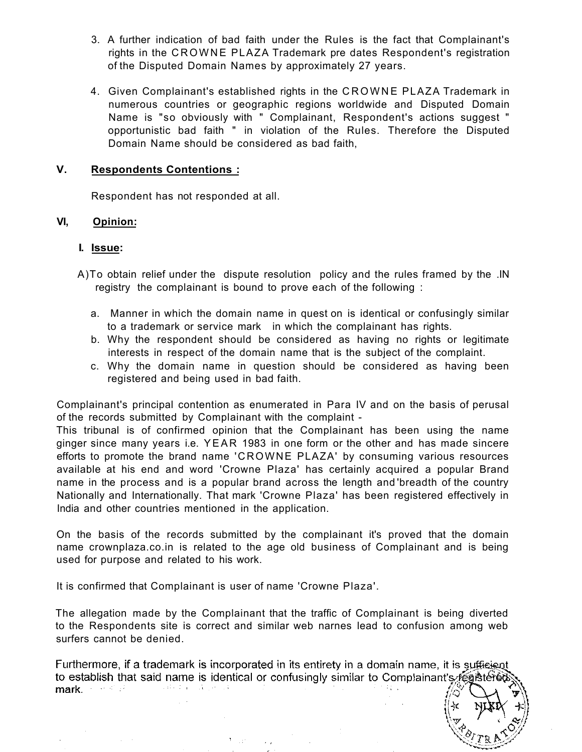3. A further indication of bad faith under the Rules is the fact that Complainant's rights in the CROWNE PLAZA Trademark pre dates Respondent's registration of the Disputed Domain Names by approximately 27 years.

4. Given Complainant's established rights in the CROWNE PLAZA Trademark in numerous countries or geographic regions worldwide and Disputed Domain Name is "so obviously with " Complainant, Respondent's actions suggest " opportunistic bad faith " in violation of the Rules. Therefore the Disputed Domain Name should be considered as bad faith,

## V. Respondents Contentions :

Respondent has not responded at all.

## VI, Opinion:

### I. Issue:

A) To obtain relief under the dispute resolution policy and the rules framed by the .IN registry the complainant is bound to prove each of the following :

a. Manner in which the domain name in quest on is identical or confusingly similar to a trademark or service mark in which the complainant has rights.
b. Why the respondent should be considered as having no rights or legitimate interests in respect of the domain name that is the subject of the complaint.
c. Why the domain name in question should be considered as having been registered and being used in bad faith.

Complainant's principal contention as enumerated in Para IV and on the basis of perusal of the records submitted by Complainant with the complaint -
This tribunal is of confirmed opinion that the Complainant has been using the name ginger since many years i.e. YEAR 1983 in one form or the other and has made sincere efforts to promote the brand name 'CROWNE PLAZA' by consuming various resources available at his end and word 'Crowne Plaza' has certainly acquired a popular Brand name in the process and is a popular brand across the length and 'breadth of the country Nationally and Internationally. That mark 'Crowne Plaza' has been registered effectively in India and other countries mentioned in the application.

On the basis of the records submitted by the complainant it's proved that the domain name crownplaza.co.in is related to the age old business of Complainant and is being used for purpose and related to his work.

It is confirmed that Complainant is user of name 'Crowne Plaza'.

The allegation made by the Complainant that the traffic of Complainant is being diverted to the Respondents site is correct and similar web narnes lead to confusion among web surfers cannot be denied.

Furthermore, if a trademark is incorporated in its entirety in a domain name, it is sufficient to establish that said name is identical or confusingly similar to Complainant's registered mark.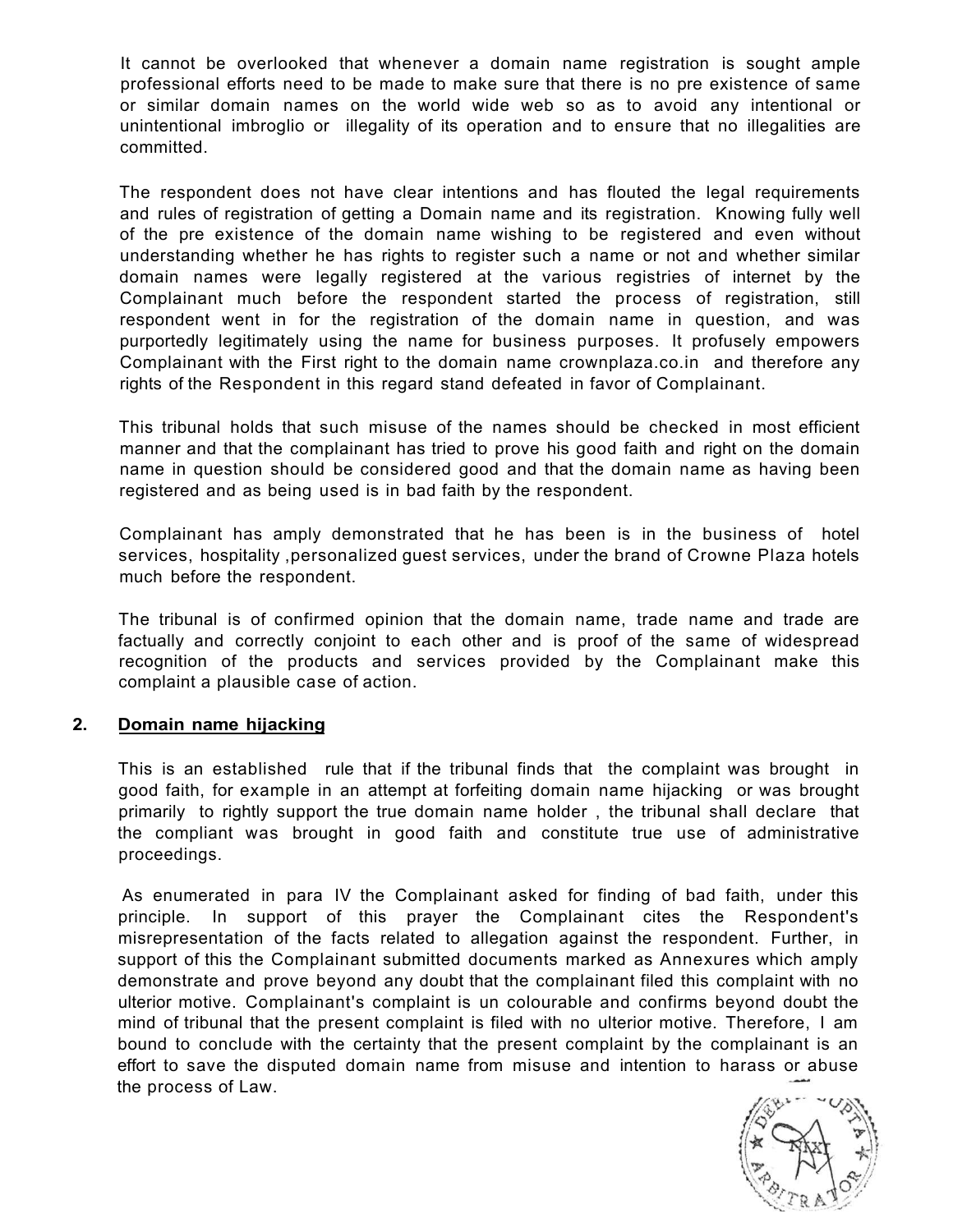It cannot be overlooked that whenever a domain name registration is sought ample professional efforts need to be made to make sure that there is no pre existence of same or similar domain names on the world wide web so as to avoid any intentional or unintentional imbroglio or illegality of its operation and to ensure that no illegalities are committed.

The respondent does not have clear intentions and has flouted the legal requirements and rules of registration of getting a Domain name and its registration. Knowing fully well of the pre existence of the domain name wishing to be registered and even without understanding whether he has rights to register such a name or not and whether similar domain names were legally registered at the various registries of internet by the Complainant much before the respondent started the process of registration, still respondent went in for the registration of the domain name in question, and was purportedly legitimately using the name for business purposes. It profusely empowers Complainant with the First right to the domain name crownplaza.co.in and therefore any rights of the Respondent in this regard stand defeated in favor of Complainant.

This tribunal holds that such misuse of the names should be checked in most efficient manner and that the complainant has tried to prove his good faith and right on the domain name in question should be considered good and that the domain name as having been registered and as being used is in bad faith by the respondent.

Complainant has amply demonstrated that he has been is in the business of hotel services, hospitality ,personalized guest services, under the brand of Crowne Plaza hotels much before the respondent.

The tribunal is of confirmed opinion that the domain name, trade name and trade are factually and correctly conjoint to each other and is proof of the same of widespread recognition of the products and services provided by the Complainant make this complaint a plausible case of action.

## 2. Domain name hijacking

This is an established rule that if the tribunal finds that the complaint was brought in good faith, for example in an attempt at forfeiting domain name hijacking or was brought primarily to rightly support the true domain name holder , the tribunal shall declare that the compliant was brought in good faith and constitute true use of administrative proceedings.

As enumerated in para IV the Complainant asked for finding of bad faith, under this principle. In support of this prayer the Complainant cites the Respondent's misrepresentation of the facts related to allegation against the respondent. Further, in support of this the Complainant submitted documents marked as Annexures which amply demonstrate and prove beyond any doubt that the complainant filed this complaint with no ulterior motive. Complainant's complaint is un colourable and confirms beyond doubt the mind of tribunal that the present complaint is filed with no ulterior motive. Therefore, I am bound to conclude with the certainty that the present complaint by the complainant is an effort to save the disputed domain name from misuse and intention to harass or abuse the process of Law.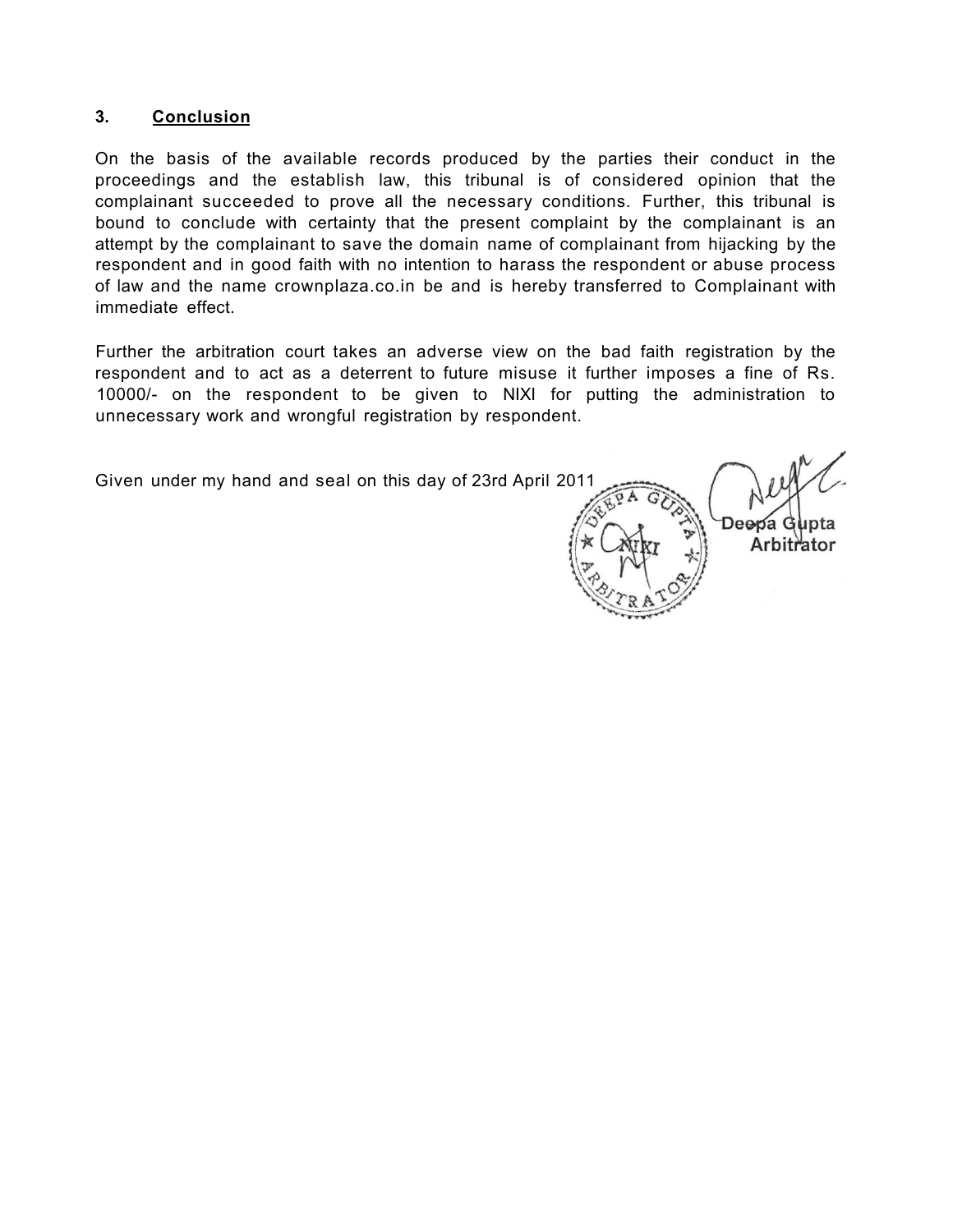### 3. Conclusion

On the basis of the available records produced by the parties their conduct in the proceedings and the establish law, this tribunal is of considered opinion that the complainant succeeded to prove all the necessary conditions. Further, this tribunal is bound to conclude with certainty that the present complaint by the complainant is an attempt by the complainant to save the domain name of complainant from hijacking by the respondent and in good faith with no intention to harass the respondent or abuse process of law and the name crownplaza.co.in be and is hereby transferred to Complainant with immediate effect.

Further the arbitration court takes an adverse view on the bad faith registration by the respondent and to act as a deterrent to future misuse it further imposes a fine of Rs. 10000/- on the respondent to be given to NIXI for putting the administration to unnecessary work and wrongful registration by respondent.

Given under my hand and seal on this day of 23rd April 2011

DEEPA GUPTA NIXI ARBITRATOR

Deepa Gupta
Arbitrator